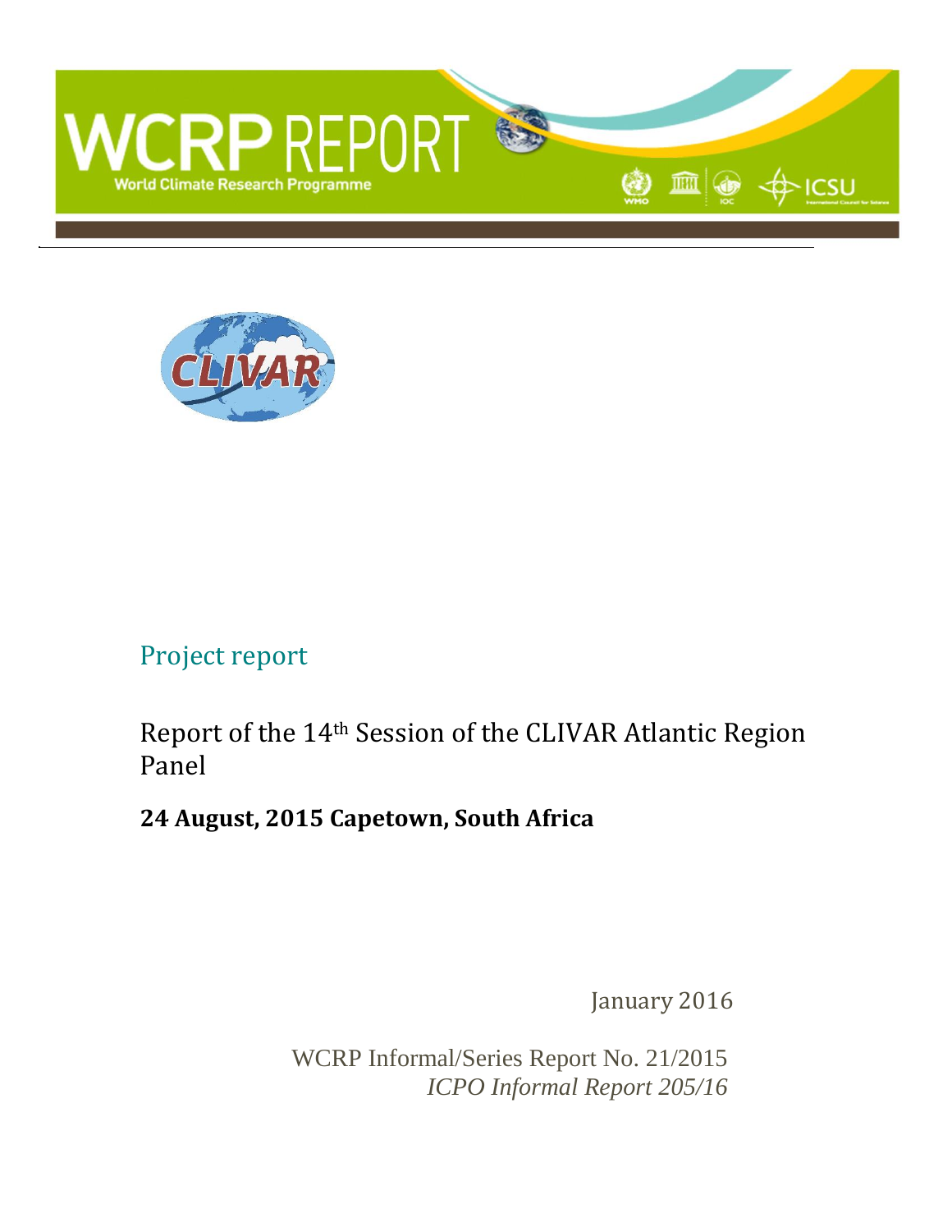# WCRP REPORT

World Climate Research Programme

Project report

## Report of the 14th Session of the CLIVAR Atlantic Region Panel

**24 August, 2015 Capetown, South Africa**

January 2016

WCRP Informal/Series Report No. 21/2015

*ICPO Informal Report 205/16*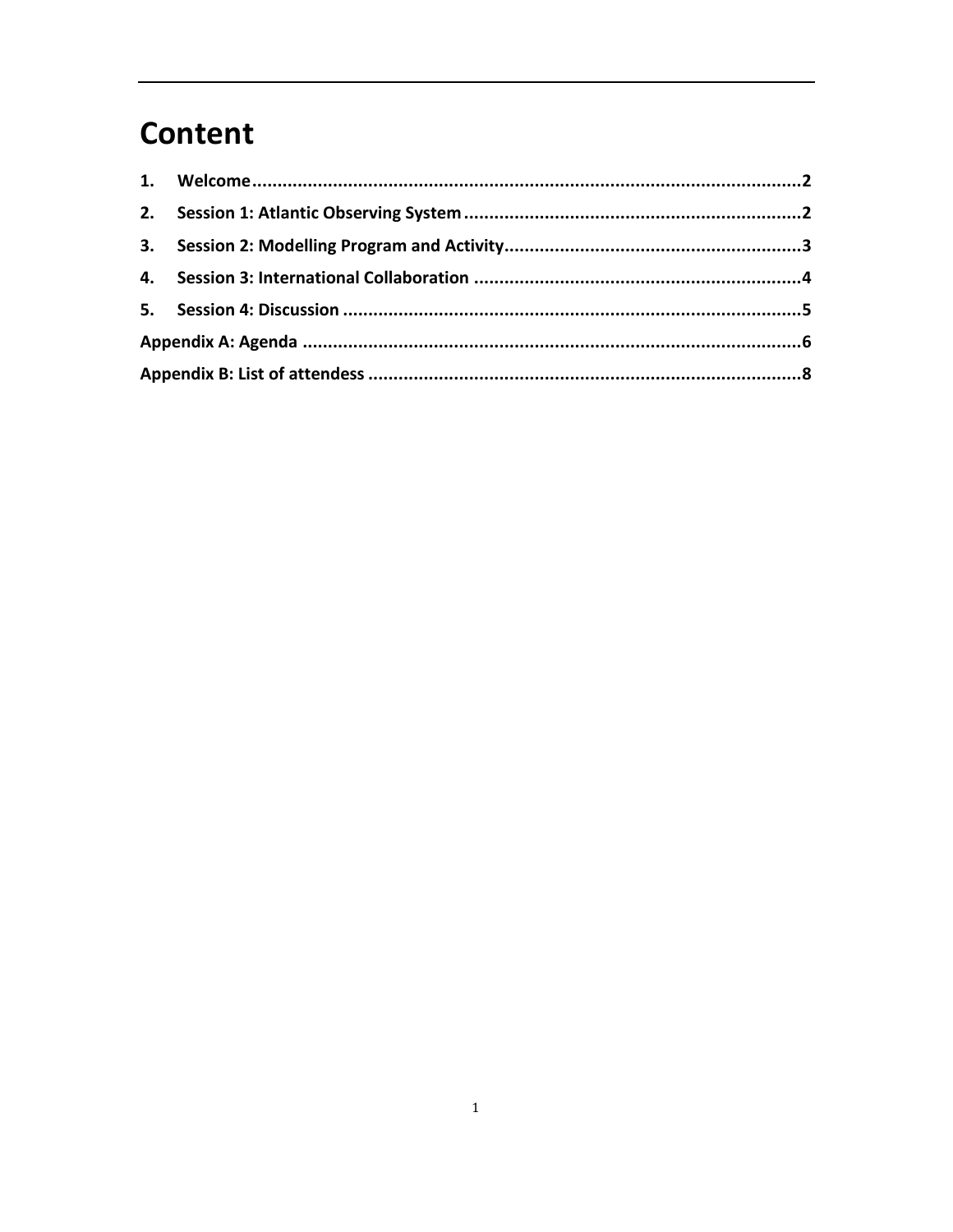# Content

1. **Welcome** ..................................................................................................... **2**
2. **Session 1: Atlantic Observing System** ...................................................... **2**
3. **Session 2: Modelling Program and Activity** ............................................. **3**
4. **Session 3: International Collaboration** ..................................................... **4**
5. **Session 4: Discussion** ................................................................................ **5**

**Appendix A: Agenda** ...................................................................................... **6**

**Appendix B: List of attendess** ........................................................................ **8**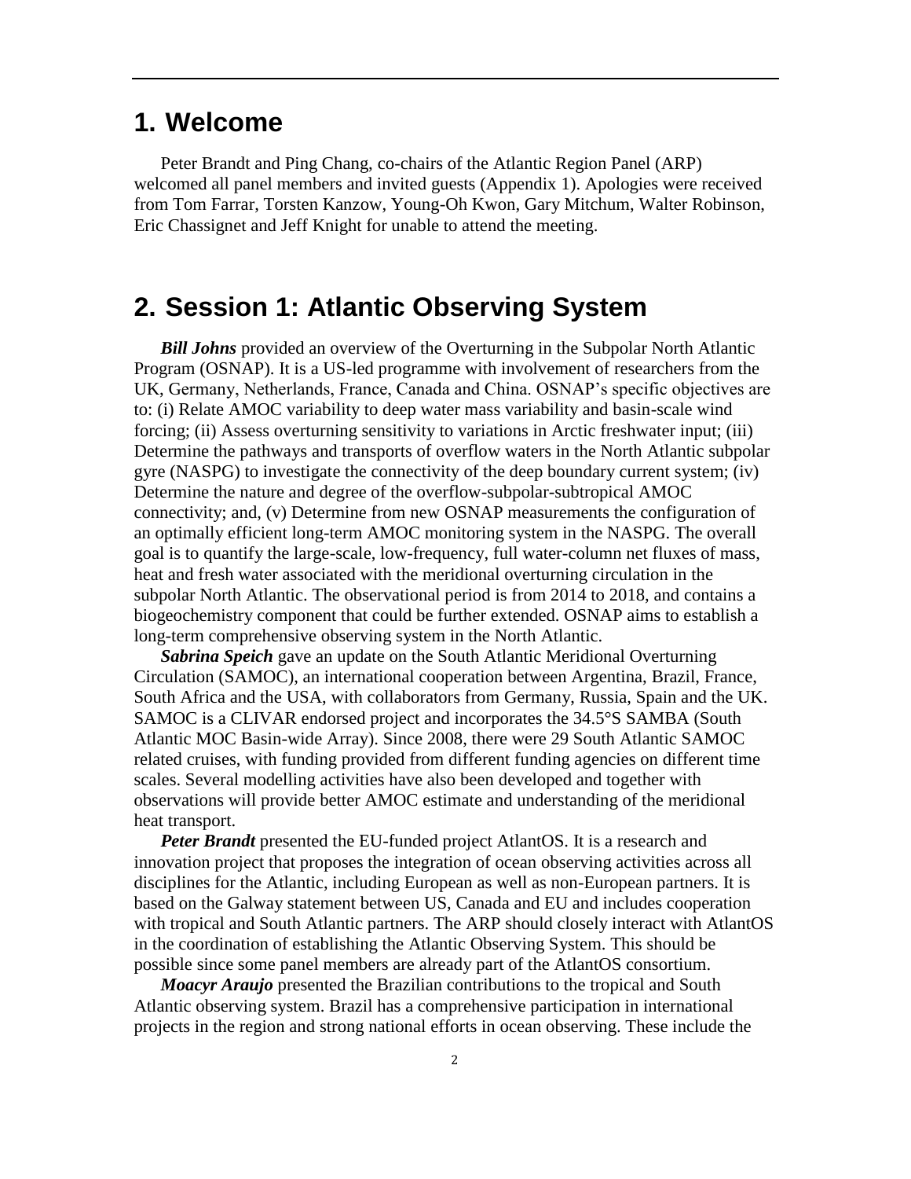# 1. Welcome

Peter Brandt and Ping Chang, co-chairs of the Atlantic Region Panel (ARP) welcomed all panel members and invited guests (Appendix 1). Apologies were received from Tom Farrar, Torsten Kanzow, Young-Oh Kwon, Gary Mitchum, Walter Robinson, Eric Chassignet and Jeff Knight for unable to attend the meeting.

# 2. Session 1: Atlantic Observing System

***Bill Johns*** provided an overview of the Overturning in the Subpolar North Atlantic Program (OSNAP). It is a US-led programme with involvement of researchers from the UK, Germany, Netherlands, France, Canada and China. OSNAP's specific objectives are to: (i) Relate AMOC variability to deep water mass variability and basin-scale wind forcing; (ii) Assess overturning sensitivity to variations in Arctic freshwater input; (iii) Determine the pathways and transports of overflow waters in the North Atlantic subpolar gyre (NASPG) to investigate the connectivity of the deep boundary current system; (iv) Determine the nature and degree of the overflow-subpolar-subtropical AMOC connectivity; and, (v) Determine from new OSNAP measurements the configuration of an optimally efficient long-term AMOC monitoring system in the NASPG. The overall goal is to quantify the large-scale, low-frequency, full water-column net fluxes of mass, heat and fresh water associated with the meridional overturning circulation in the subpolar North Atlantic. The observational period is from 2014 to 2018, and contains a biogeochemistry component that could be further extended. OSNAP aims to establish a long-term comprehensive observing system in the North Atlantic.

***Sabrina Speich*** gave an update on the South Atlantic Meridional Overturning Circulation (SAMOC), an international cooperation between Argentina, Brazil, France, South Africa and the USA, with collaborators from Germany, Russia, Spain and the UK. SAMOC is a CLIVAR endorsed project and incorporates the 34.5°S SAMBA (South Atlantic MOC Basin-wide Array). Since 2008, there were 29 South Atlantic SAMOC related cruises, with funding provided from different funding agencies on different time scales. Several modelling activities have also been developed and together with observations will provide better AMOC estimate and understanding of the meridional heat transport.

***Peter Brandt*** presented the EU-funded project AtlantOS. It is a research and innovation project that proposes the integration of ocean observing activities across all disciplines for the Atlantic, including European as well as non-European partners. It is based on the Galway statement between US, Canada and EU and includes cooperation with tropical and South Atlantic partners. The ARP should closely interact with AtlantOS in the coordination of establishing the Atlantic Observing System. This should be possible since some panel members are already part of the AtlantOS consortium.

***Moacyr Araujo*** presented the Brazilian contributions to the tropical and South Atlantic observing system. Brazil has a comprehensive participation in international projects in the region and strong national efforts in ocean observing. These include the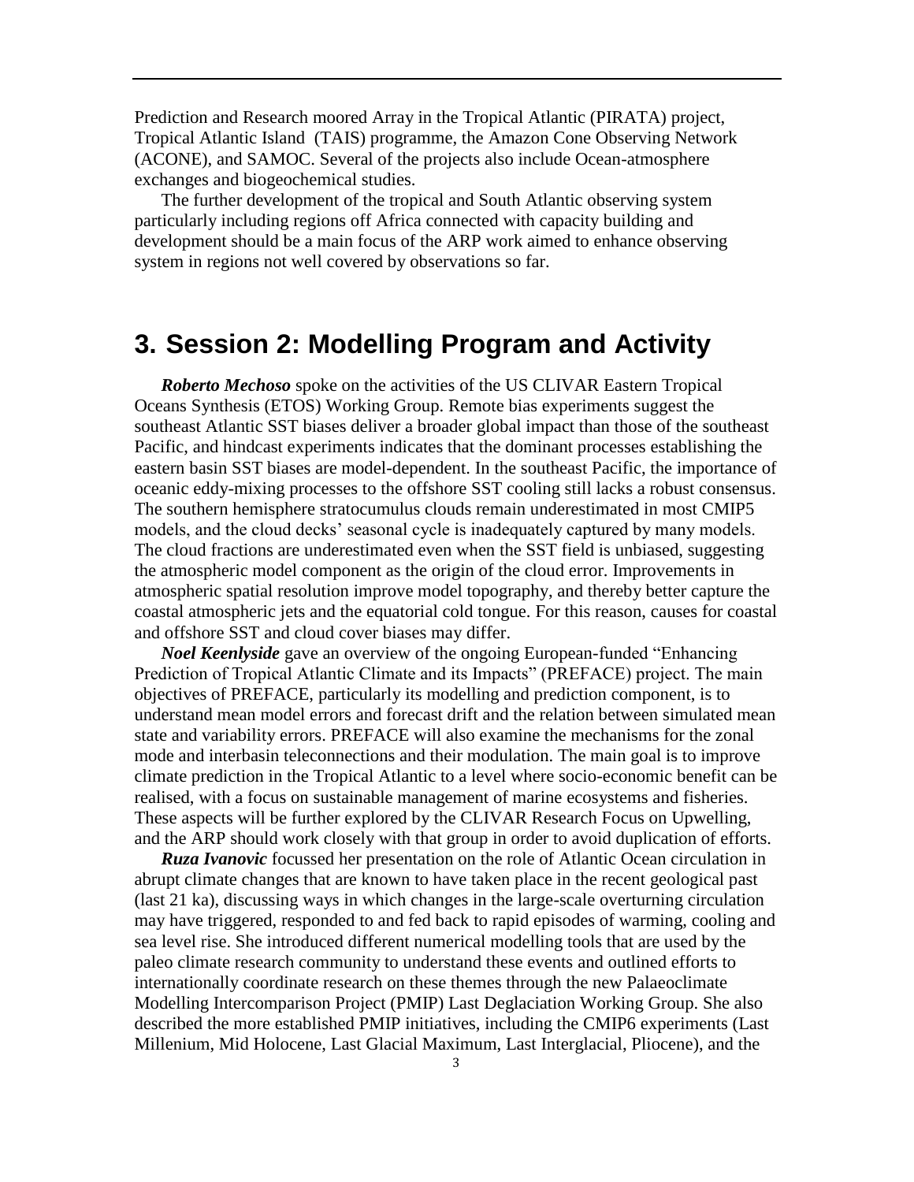Prediction and Research moored Array in the Tropical Atlantic (PIRATA) project, Tropical Atlantic Island (TAIS) programme, the Amazon Cone Observing Network (ACONE), and SAMOC. Several of the projects also include Ocean-atmosphere exchanges and biogeochemical studies.

The further development of the tropical and South Atlantic observing system particularly including regions off Africa connected with capacity building and development should be a main focus of the ARP work aimed to enhance observing system in regions not well covered by observations so far.

# 3. Session 2: Modelling Program and Activity

***Roberto Mechoso*** spoke on the activities of the US CLIVAR Eastern Tropical Oceans Synthesis (ETOS) Working Group. Remote bias experiments suggest the southeast Atlantic SST biases deliver a broader global impact than those of the southeast Pacific, and hindcast experiments indicates that the dominant processes establishing the eastern basin SST biases are model-dependent. In the southeast Pacific, the importance of oceanic eddy-mixing processes to the offshore SST cooling still lacks a robust consensus. The southern hemisphere stratocumulus clouds remain underestimated in most CMIP5 models, and the cloud decks' seasonal cycle is inadequately captured by many models. The cloud fractions are underestimated even when the SST field is unbiased, suggesting the atmospheric model component as the origin of the cloud error. Improvements in atmospheric spatial resolution improve model topography, and thereby better capture the coastal atmospheric jets and the equatorial cold tongue. For this reason, causes for coastal and offshore SST and cloud cover biases may differ.

***Noel Keenlyside*** gave an overview of the ongoing European-funded "Enhancing Prediction of Tropical Atlantic Climate and its Impacts" (PREFACE) project. The main objectives of PREFACE, particularly its modelling and prediction component, is to understand mean model errors and forecast drift and the relation between simulated mean state and variability errors. PREFACE will also examine the mechanisms for the zonal mode and interbasin teleconnections and their modulation. The main goal is to improve climate prediction in the Tropical Atlantic to a level where socio-economic benefit can be realised, with a focus on sustainable management of marine ecosystems and fisheries. These aspects will be further explored by the CLIVAR Research Focus on Upwelling, and the ARP should work closely with that group in order to avoid duplication of efforts.

***Ruza Ivanovic*** focussed her presentation on the role of Atlantic Ocean circulation in abrupt climate changes that are known to have taken place in the recent geological past (last 21 ka), discussing ways in which changes in the large-scale overturning circulation may have triggered, responded to and fed back to rapid episodes of warming, cooling and sea level rise. She introduced different numerical modelling tools that are used by the paleo climate research community to understand these events and outlined efforts to internationally coordinate research on these themes through the new Palaeoclimate Modelling Intercomparison Project (PMIP) Last Deglaciation Working Group. She also described the more established PMIP initiatives, including the CMIP6 experiments (Last Millenium, Mid Holocene, Last Glacial Maximum, Last Interglacial, Pliocene), and the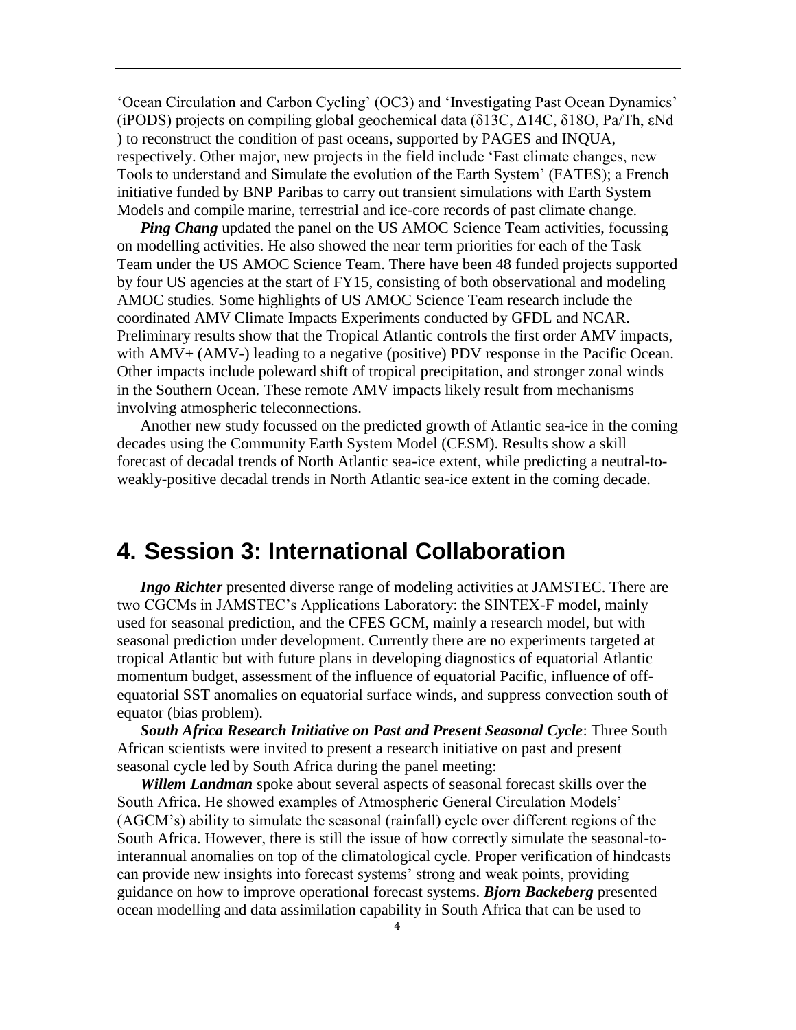'Ocean Circulation and Carbon Cycling' (OC3) and 'Investigating Past Ocean Dynamics' (iPODS) projects on compiling global geochemical data ($\delta 13C$, $\Delta 14C$, $\delta 18O$, Pa/Th, $\varepsilon Nd$ ) to reconstruct the condition of past oceans, supported by PAGES and INQUA, respectively. Other major, new projects in the field include 'Fast climate changes, new Tools to understand and Simulate the evolution of the Earth System' (FATES); a French initiative funded by BNP Paribas to carry out transient simulations with Earth System Models and compile marine, terrestrial and ice-core records of past climate change.

***Ping Chang*** updated the panel on the US AMOC Science Team activities, focussing on modelling activities. He also showed the near term priorities for each of the Task Team under the US AMOC Science Team. There have been 48 funded projects supported by four US agencies at the start of FY15, consisting of both observational and modeling AMOC studies. Some highlights of US AMOC Science Team research include the coordinated AMV Climate Impacts Experiments conducted by GFDL and NCAR. Preliminary results show that the Tropical Atlantic controls the first order AMV impacts, with AMV+ (AMV-) leading to a negative (positive) PDV response in the Pacific Ocean. Other impacts include poleward shift of tropical precipitation, and stronger zonal winds in the Southern Ocean. These remote AMV impacts likely result from mechanisms involving atmospheric teleconnections.

Another new study focussed on the predicted growth of Atlantic sea-ice in the coming decades using the Community Earth System Model (CESM). Results show a skill forecast of decadal trends of North Atlantic sea-ice extent, while predicting a neutral-to-weakly-positive decadal trends in North Atlantic sea-ice extent in the coming decade.

# 4. Session 3: International Collaboration

***Ingo Richter*** presented diverse range of modeling activities at JAMSTEC. There are two CGCMs in JAMSTEC's Applications Laboratory: the SINTEX-F model, mainly used for seasonal prediction, and the CFES GCM, mainly a research model, but with seasonal prediction under development. Currently there are no experiments targeted at tropical Atlantic but with future plans in developing diagnostics of equatorial Atlantic momentum budget, assessment of the influence of equatorial Pacific, influence of off-equatorial SST anomalies on equatorial surface winds, and suppress convection south of equator (bias problem).

***South Africa Research Initiative on Past and Present Seasonal Cycle***: Three South African scientists were invited to present a research initiative on past and present seasonal cycle led by South Africa during the panel meeting:

***Willem Landman*** spoke about several aspects of seasonal forecast skills over the South Africa. He showed examples of Atmospheric General Circulation Models' (AGCM's) ability to simulate the seasonal (rainfall) cycle over different regions of the South Africa. However, there is still the issue of how correctly simulate the seasonal-to-interannual anomalies on top of the climatological cycle. Proper verification of hindcasts can provide new insights into forecast systems' strong and weak points, providing guidance on how to improve operational forecast systems. ***Bjorn Backeberg*** presented ocean modelling and data assimilation capability in South Africa that can be used to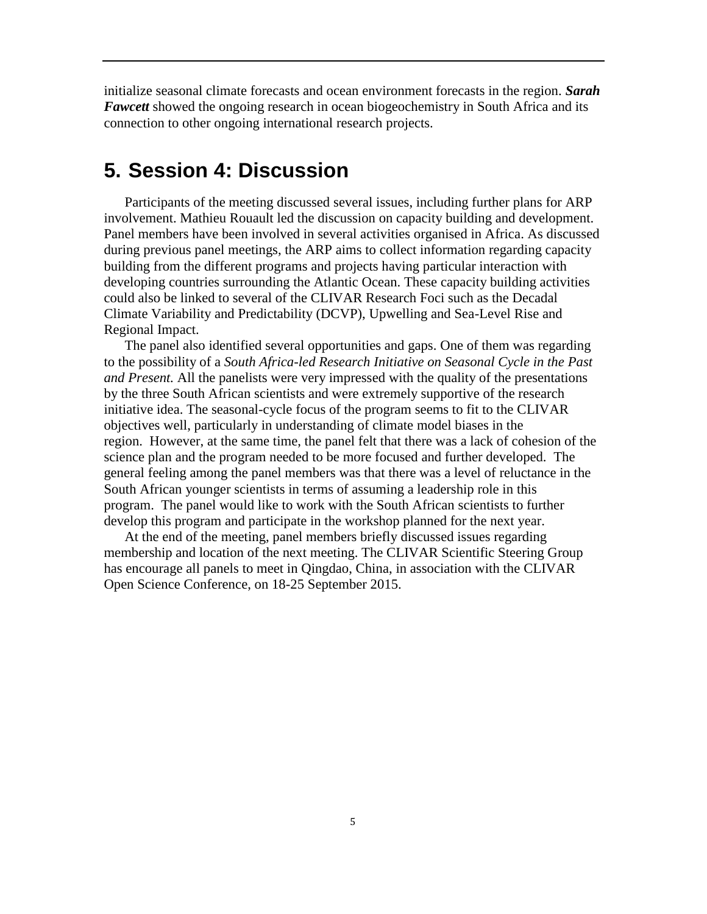initialize seasonal climate forecasts and ocean environment forecasts in the region. ***Sarah Fawcett*** showed the ongoing research in ocean biogeochemistry in South Africa and its connection to other ongoing international research projects.

# 5. Session 4: Discussion

Participants of the meeting discussed several issues, including further plans for ARP involvement. Mathieu Rouault led the discussion on capacity building and development. Panel members have been involved in several activities organised in Africa. As discussed during previous panel meetings, the ARP aims to collect information regarding capacity building from the different programs and projects having particular interaction with developing countries surrounding the Atlantic Ocean. These capacity building activities could also be linked to several of the CLIVAR Research Foci such as the Decadal Climate Variability and Predictability (DCVP), Upwelling and Sea-Level Rise and Regional Impact.

The panel also identified several opportunities and gaps. One of them was regarding to the possibility of a *South Africa-led Research Initiative on Seasonal Cycle in the Past and Present.* All the panelists were very impressed with the quality of the presentations by the three South African scientists and were extremely supportive of the research initiative idea. The seasonal-cycle focus of the program seems to fit to the CLIVAR objectives well, particularly in understanding of climate model biases in the region. However, at the same time, the panel felt that there was a lack of cohesion of the science plan and the program needed to be more focused and further developed. The general feeling among the panel members was that there was a level of reluctance in the South African younger scientists in terms of assuming a leadership role in this program. The panel would like to work with the South African scientists to further develop this program and participate in the workshop planned for the next year.

At the end of the meeting, panel members briefly discussed issues regarding membership and location of the next meeting. The CLIVAR Scientific Steering Group has encourage all panels to meet in Qingdao, China, in association with the CLIVAR Open Science Conference, on 18-25 September 2015.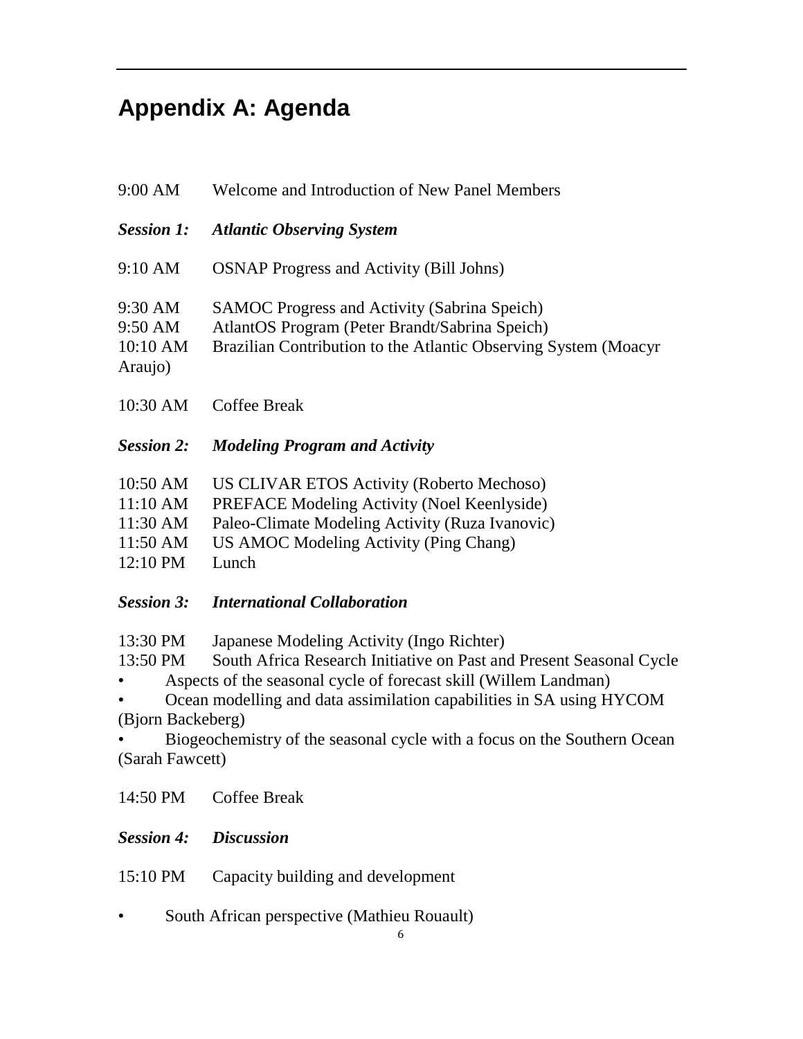# Appendix A: Agenda

9:00 AM Welcome and Introduction of New Panel Members

***Session 1: Atlantic Observing System***

9:10 AM OSNAP Progress and Activity (Bill Johns)

9:30 AM SAMOC Progress and Activity (Sabrina Speich)
9:50 AM AtlantOS Program (Peter Brandt/Sabrina Speich)
10:10 AM Brazilian Contribution to the Atlantic Observing System (Moacyr Araujo)

10:30 AM Coffee Break

***Session 2: Modeling Program and Activity***

10:50 AM US CLIVAR ETOS Activity (Roberto Mechoso)
11:10 AM PREFACE Modeling Activity (Noel Keenlyside)
11:30 AM Paleo-Climate Modeling Activity (Ruza Ivanovic)
11:50 AM US AMOC Modeling Activity (Ping Chang)
12:10 PM Lunch

***Session 3: International Collaboration***

13:30 PM Japanese Modeling Activity (Ingo Richter)
13:50 PM South Africa Research Initiative on Past and Present Seasonal Cycle

- Aspects of the seasonal cycle of forecast skill (Willem Landman)
- Ocean modelling and data assimilation capabilities in SA using HYCOM (Bjorn Backeberg)
- Biogeochemistry of the seasonal cycle with a focus on the Southern Ocean (Sarah Fawcett)

14:50 PM Coffee Break

***Session 4: Discussion***

15:10 PM Capacity building and development

- South African perspective (Mathieu Rouault)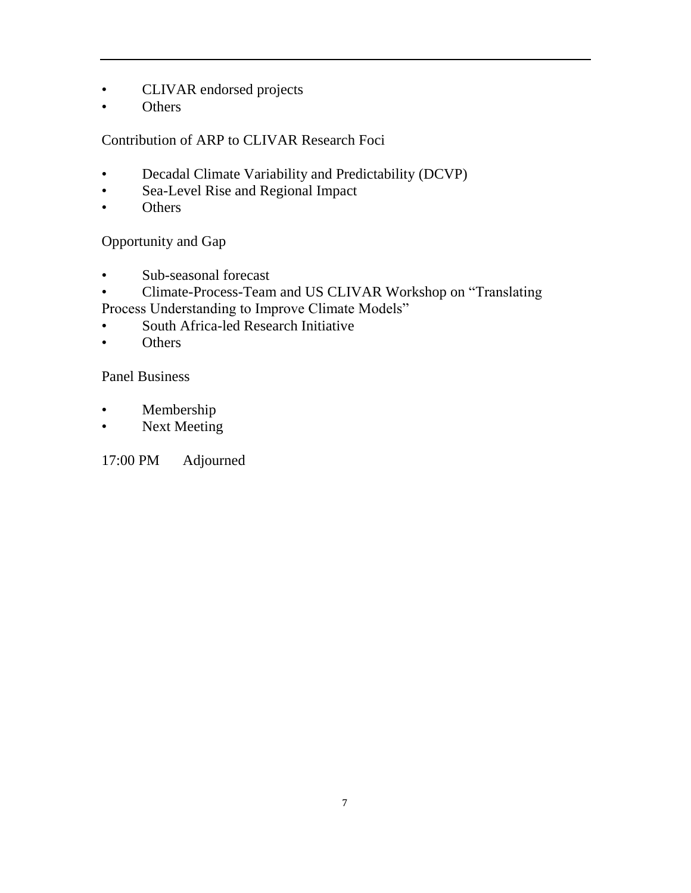- CLIVAR endorsed projects
- Others

Contribution of ARP to CLIVAR Research Foci

- Decadal Climate Variability and Predictability (DCVP)
- Sea-Level Rise and Regional Impact
- Others

Opportunity and Gap

- Sub-seasonal forecast
- Climate-Process-Team and US CLIVAR Workshop on "Translating Process Understanding to Improve Climate Models"
- South Africa-led Research Initiative
- Others

Panel Business

- Membership
- Next Meeting

17:00 PM Adjourned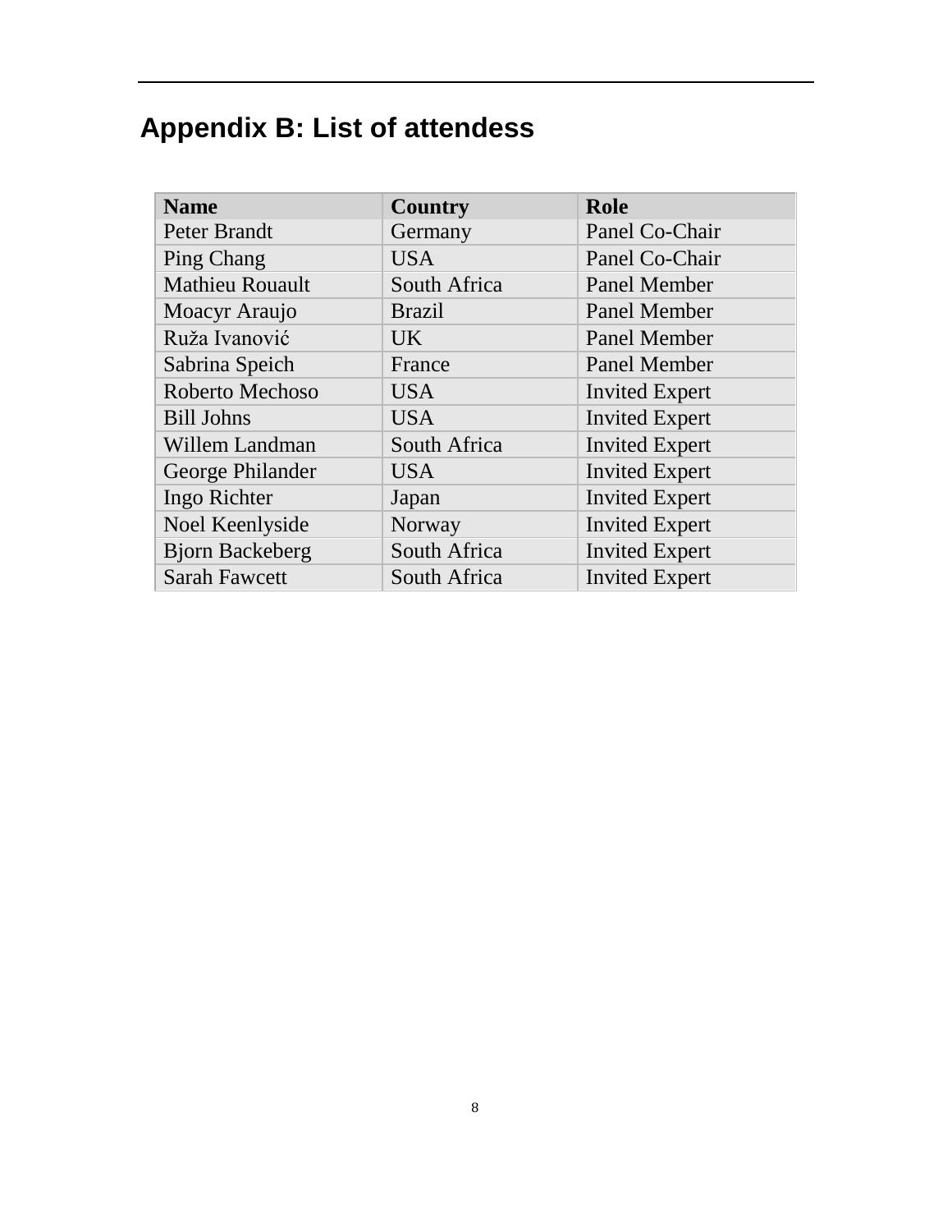## Appendix B: List of attendess

| Name | Country | Role |
|---|---|---|
| Peter Brandt | Germany | Panel Co-Chair |
| Ping Chang | USA | Panel Co-Chair |
| Mathieu Rouault | South Africa | Panel Member |
| Moacyr Araujo | Brazil | Panel Member |
| Ruža Ivanović | UK | Panel Member |
| Sabrina Speich | France | Panel Member |
| Roberto Mechoso | USA | Invited Expert |
| Bill Johns | USA | Invited Expert |
| Willem Landman | South Africa | Invited Expert |
| George Philander | USA | Invited Expert |
| Ingo Richter | Japan | Invited Expert |
| Noel Keenlyside | Norway | Invited Expert |
| Bjorn Backeberg | South Africa | Invited Expert |
| Sarah Fawcett | South Africa | Invited Expert |